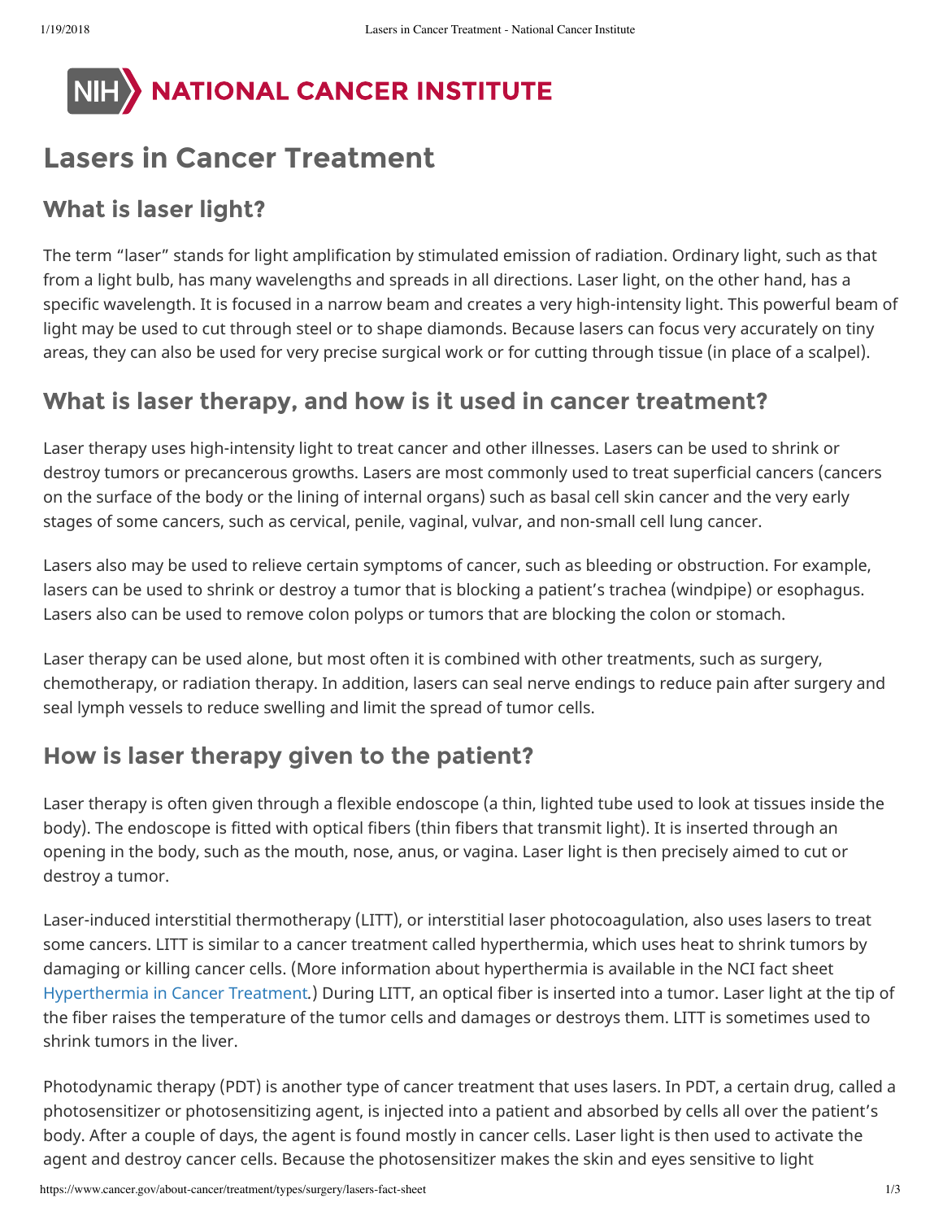NATIONAL CANCER INSTITUTE

# Lasers in Cancer Treatment

## What is laser light?

The term "laser" stands for light amplification by stimulated emission of radiation. Ordinary light, such as that from a light bulb, has many wavelengths and spreads in all directions. Laser light, on the other hand, has a specific wavelength. It is focused in a narrow beam and creates a very high-intensity light. This powerful beam of light may be used to cut through steel or to shape diamonds. Because lasers can focus very accurately on tiny areas, they can also be used for very precise surgical work or for cutting through tissue (in place of a scalpel).

## What is laser therapy, and how is it used in cancer treatment?

Laser therapy uses high-intensity light to treat cancer and other illnesses. Lasers can be used to shrink or destroy tumors or precancerous growths. Lasers are most commonly used to treat superficial cancers (cancers on the surface of the body or the lining of internal organs) such as basal cell skin cancer and the very early stages of some cancers, such as cervical, penile, vaginal, vulvar, and non-small cell lung cancer.

Lasers also may be used to relieve certain symptoms of cancer, such as bleeding or obstruction. For example, lasers can be used to shrink or destroy a tumor that is blocking a patient's trachea (windpipe) or esophagus. Lasers also can be used to remove colon polyps or tumors that are blocking the colon or stomach.

Laser therapy can be used alone, but most often it is combined with other treatments, such as surgery, chemotherapy, or radiation therapy. In addition, lasers can seal nerve endings to reduce pain after surgery and seal lymph vessels to reduce swelling and limit the spread of tumor cells.

## How is laser therapy given to the patient?

Laser therapy is often given through a flexible endoscope (a thin, lighted tube used to look at tissues inside the body). The endoscope is fitted with optical fibers (thin fibers that transmit light). It is inserted through an opening in the body, such as the mouth, nose, anus, or vagina. Laser light is then precisely aimed to cut or destroy a tumor.

Laser-induced interstitial thermotherapy (LITT), or interstitial laser photocoagulation, also uses lasers to treat some cancers. LITT is similar to a cancer treatment called hyperthermia, which uses heat to shrink tumors by damaging or killing cancer cells. (More information about hyperthermia is available in the NCI fact sheet Hyperthermia in Cancer Treatment.) During LITT, an optical fiber is inserted into a tumor. Laser light at the tip of the fiber raises the temperature of the tumor cells and damages or destroys them. LITT is sometimes used to shrink tumors in the liver.

Photodynamic therapy (PDT) is another type of cancer treatment that uses lasers. In PDT, a certain drug, called a photosensitizer or photosensitizing agent, is injected into a patient and absorbed by cells all over the patient's body. After a couple of days, the agent is found mostly in cancer cells. Laser light is then used to activate the agent and destroy cancer cells. Because the photosensitizer makes the skin and eyes sensitive to light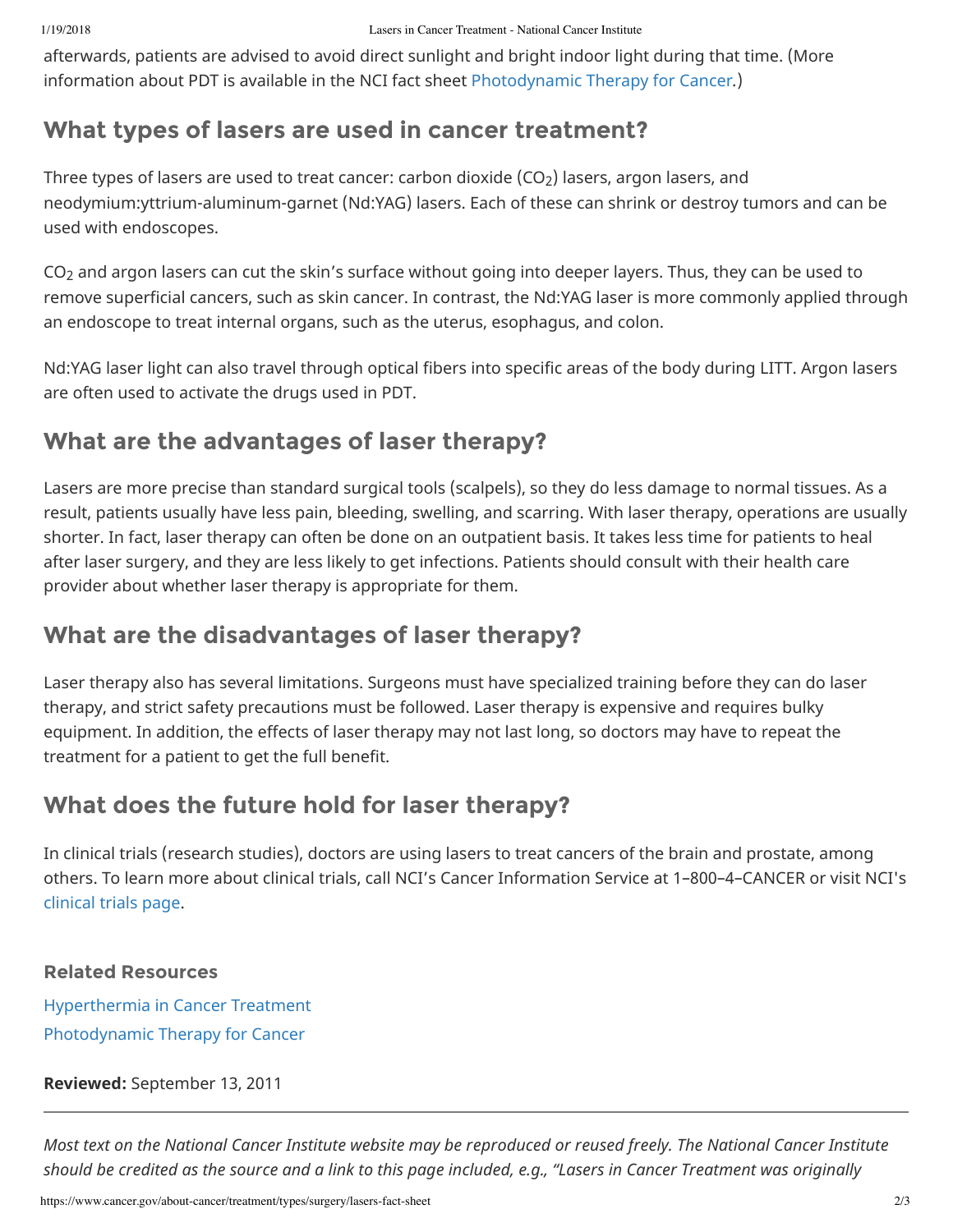afterwards, patients are advised to avoid direct sunlight and bright indoor light during that time. (More information about PDT is available in the NCI fact sheet Photodynamic Therapy for Cancer.)

## What types of lasers are used in cancer treatment?

Three types of lasers are used to treat cancer: carbon dioxide ($CO_2$) lasers, argon lasers, and neodymium:yttrium-aluminum-garnet (Nd:YAG) lasers. Each of these can shrink or destroy tumors and can be used with endoscopes.

$CO_2$ and argon lasers can cut the skin's surface without going into deeper layers. Thus, they can be used to remove superficial cancers, such as skin cancer. In contrast, the Nd:YAG laser is more commonly applied through an endoscope to treat internal organs, such as the uterus, esophagus, and colon.

Nd:YAG laser light can also travel through optical fibers into specific areas of the body during LITT. Argon lasers are often used to activate the drugs used in PDT.

## What are the advantages of laser therapy?

Lasers are more precise than standard surgical tools (scalpels), so they do less damage to normal tissues. As a result, patients usually have less pain, bleeding, swelling, and scarring. With laser therapy, operations are usually shorter. In fact, laser therapy can often be done on an outpatient basis. It takes less time for patients to heal after laser surgery, and they are less likely to get infections. Patients should consult with their health care provider about whether laser therapy is appropriate for them.

## What are the disadvantages of laser therapy?

Laser therapy also has several limitations. Surgeons must have specialized training before they can do laser therapy, and strict safety precautions must be followed. Laser therapy is expensive and requires bulky equipment. In addition, the effects of laser therapy may not last long, so doctors may have to repeat the treatment for a patient to get the full benefit.

## What does the future hold for laser therapy?

In clinical trials (research studies), doctors are using lasers to treat cancers of the brain and prostate, among others. To learn more about clinical trials, call NCI's Cancer Information Service at 1–800–4–CANCER or visit NCI's clinical trials page.

### Related Resources

Hyperthermia in Cancer Treatment

Photodynamic Therapy for Cancer

**Reviewed:** September 13, 2011

---

*Most text on the National Cancer Institute website may be reproduced or reused freely. The National Cancer Institute should be credited as the source and a link to this page included, e.g., "Lasers in Cancer Treatment was originally*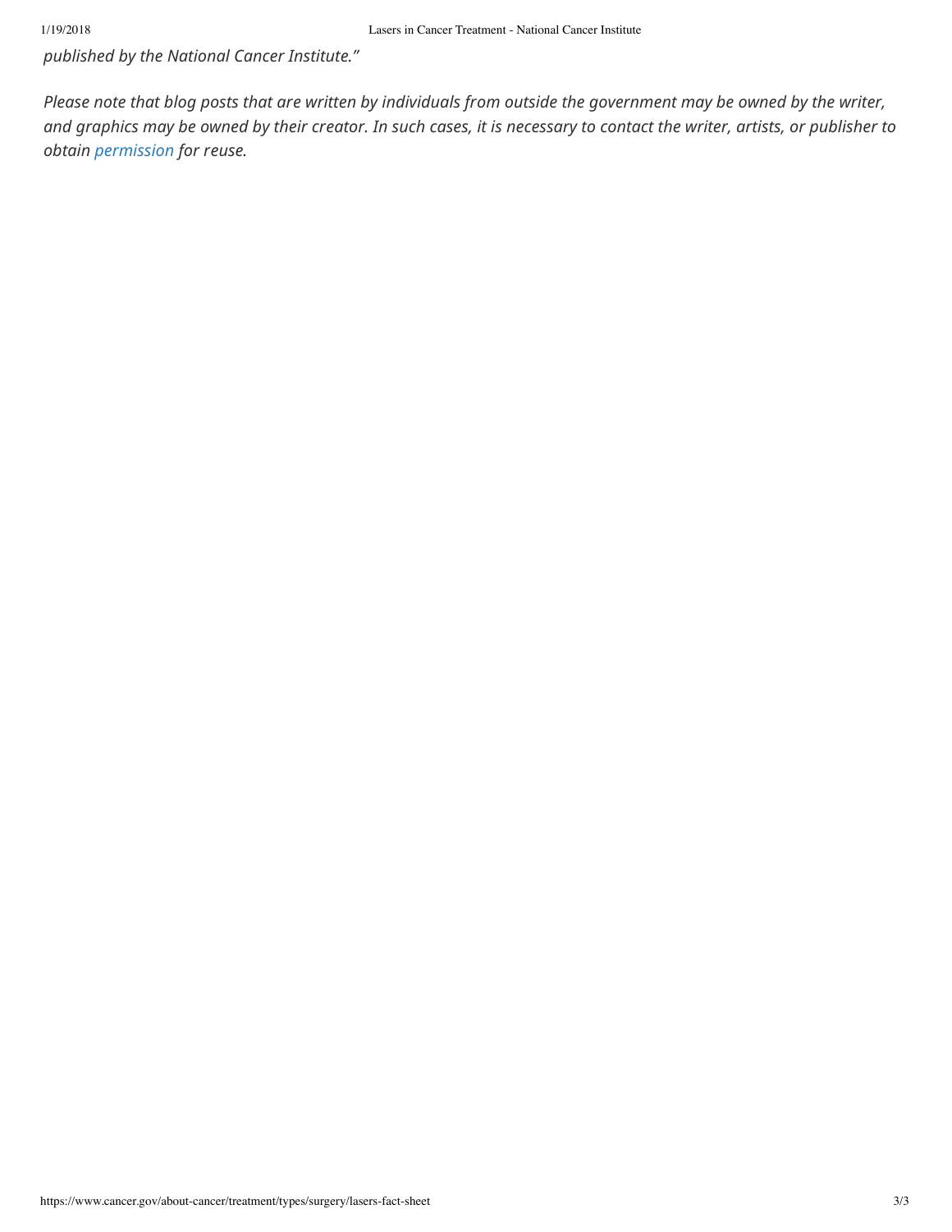*published by the National Cancer Institute."*

*Please note that blog posts that are written by individuals from outside the government may be owned by the writer, and graphics may be owned by their creator. In such cases, it is necessary to contact the writer, artists, or publisher to obtain permission for reuse.*